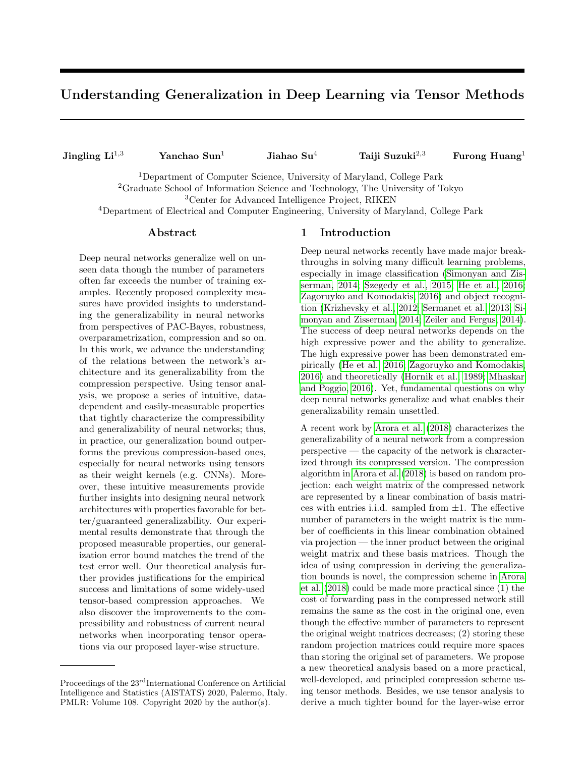# Understanding Generalization in Deep Learning via Tensor Methods

**Jingling Li**[1,3] **Yanchao Sun**[1] **Jiahao Su**[4] **Taiji Suzuki**[2,3] **Furong Huang**[1]

[1]Department of Computer Science, University of Maryland, College Park
[2]Graduate School of Information Science and Technology, The University of Tokyo
[3]Center for Advanced Intelligence Project, RIKEN
[4]Department of Electrical and Computer Engineering, University of Maryland, College Park

## Abstract

Deep neural networks generalize well on unseen data though the number of parameters often far exceeds the number of training examples. Recently proposed complexity measures have provided insights to understanding the generalizability in neural networks from perspectives of PAC-Bayes, robustness, overparametrization, compression and so on. In this work, we advance the understanding of the relations between the network's architecture and its generalizability from the compression perspective. Using tensor analysis, we propose a series of intuitive, data-dependent and easily-measurable properties that tightly characterize the compressibility and generalizability of neural networks; thus, in practice, our generalization bound outperforms the previous compression-based ones, especially for neural networks using tensors as their weight kernels (e.g. CNNs). Moreover, these intuitive measurements provide further insights into designing neural network architectures with properties favorable for better/guaranteed generalizability. Our experimental results demonstrate that through the proposed measurable properties, our generalization error bound matches the trend of the test error well. Our theoretical analysis further provides justifications for the empirical success and limitations of some widely-used tensor-based compression approaches. We also discover the improvements to the compressibility and robustness of current neural networks when incorporating tensor operations via our proposed layer-wise structure.

## 1 Introduction

Deep neural networks recently have made major breakthroughs in solving many difficult learning problems, especially in image classification (Simonyan and Zisserman, 2014; Szegedy et al., 2015; He et al., 2016; Zagoruyko and Komodakis, 2016) and object recognition (Krizhevsky et al., 2012; Sermanet et al., 2013; Simonyan and Zisserman, 2014; Zeiler and Fergus, 2014). The success of deep neural networks depends on the high expressive power and the ability to generalize. The high expressive power has been demonstrated empirically (He et al., 2016; Zagoruyko and Komodakis, 2016) and theoretically (Hornik et al., 1989; Mhaskar and Poggio, 2016). Yet, fundamental questions on why deep neural networks generalize and what enables their generalizability remain unsettled.

A recent work by Arora et al. (2018) characterizes the generalizability of a neural network from a compression perspective — the capacity of the network is characterized through its compressed version. The compression algorithm in Arora et al. (2018) is based on random projection: each weight matrix of the compressed network are represented by a linear combination of basis matrices with entries i.i.d. sampled from $\pm 1$. The effective number of parameters in the weight matrix is the number of coefficients in this linear combination obtained via projection — the inner product between the original weight matrix and these basis matrices. Though the idea of using compression in deriving the generalization bounds is novel, the compression scheme in Arora et al. (2018) could be made more practical since (1) the cost of forwarding pass in the compressed network still remains the same as the cost in the original one, even though the effective number of parameters to represent the original weight matrices decreases; (2) storing these random projection matrices could require more spaces than storing the original set of parameters. We propose a new theoretical analysis based on a more practical, well-developed, and principled compression scheme using tensor methods. Besides, we use tensor analysis to derive a much tighter bound for the layer-wise error

Proceedings of the 23rd International Conference on Artificial Intelligence and Statistics (AISTATS) 2020, Palermo, Italy. PMLR: Volume 108. Copyright 2020 by the author(s).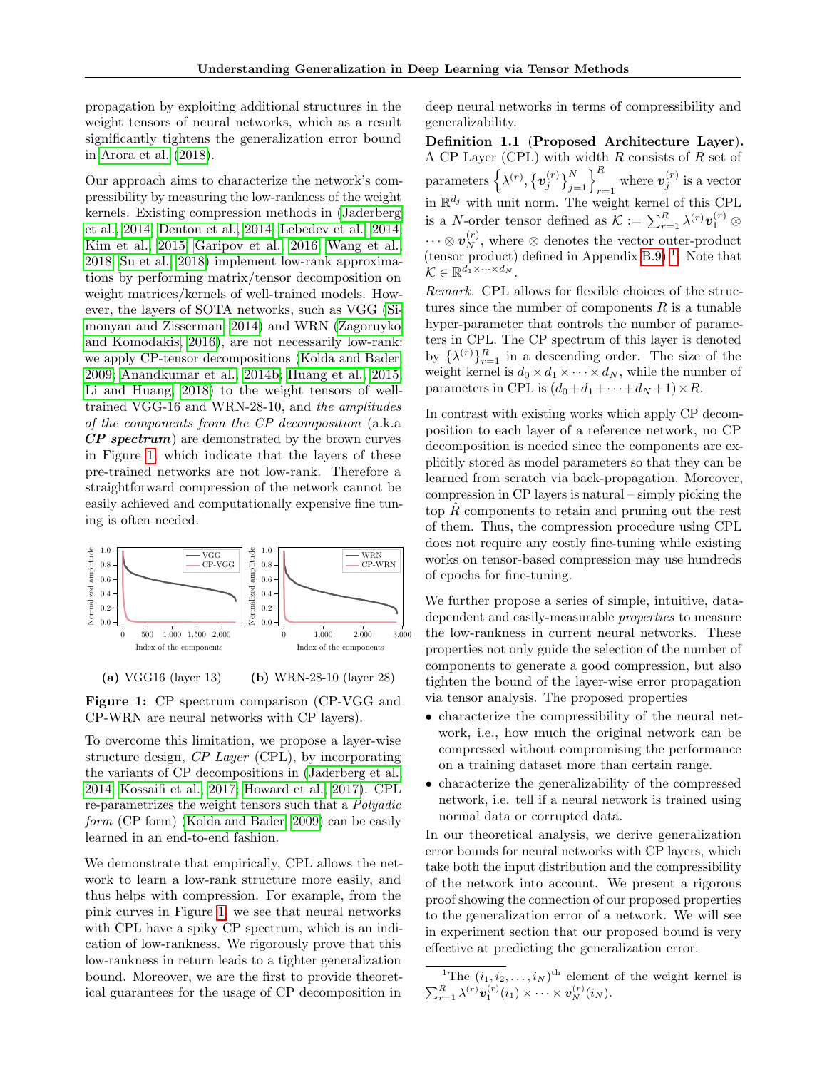propagation by exploiting additional structures in the weight tensors of neural networks, which as a result significantly tightens the generalization error bound in Arora et al. (2018).

Our approach aims to characterize the network's compressibility by measuring the low-rankness of the weight kernels. Existing compression methods in (Jaderberg et al., 2014; Denton et al., 2014; Lebedev et al., 2014; Kim et al., 2015; Garipov et al., 2016; Wang et al., 2018; Su et al., 2018) implement low-rank approximations by performing matrix/tensor decomposition on weight matrices/kernels of well-trained models. However, the layers of SOTA networks, such as VGG (Simonyan and Zisserman, 2014) and WRN (Zagoruyko and Komodakis, 2016), are not necessarily low-rank: we apply CP-tensor decompositions (Kolda and Bader, 2009; Anandkumar et al., 2014b; Huang et al., 2015; Li and Huang, 2018) to the weight tensors of well-trained VGG-16 and WRN-28-10, and *the amplitudes of the components from the CP decomposition* (a.k.a ***CP spectrum***) are demonstrated by the brown curves in Figure 1, which indicate that the layers of these pre-trained networks are not low-rank. Therefore a straightforward compression of the network cannot be easily achieved and computationally expensive fine tuning is often needed.

**(a)** VGG16 (layer 13) **(b)** WRN-28-10 (layer 28)

**Figure 1:** CP spectrum comparison (CP-VGG and CP-WRN are neural networks with CP layers).

To overcome this limitation, we propose a layer-wise structure design, *CP Layer* (CPL), by incorporating the variants of CP decompositions in (Jaderberg et al., 2014; Kossaifi et al., 2017; Howard et al., 2017). CPL re-parametrizes the weight tensors such that a *Polyadic form* (CP form) (Kolda and Bader, 2009) can be easily learned in an end-to-end fashion.

We demonstrate that empirically, CPL allows the network to learn a low-rank structure more easily, and thus helps with compression. For example, from the pink curves in Figure 1, we see that neural networks with CPL have a spiky CP spectrum, which is an indication of low-rankness. We rigorously prove that this low-rankness in return leads to a tighter generalization bound. Moreover, we are the first to provide theoretical guarantees for the usage of CP decomposition in deep neural networks in terms of compressibility and generalizability.

**Definition 1.1** (**Proposed Architecture Layer**). A CP Layer (CPL) with width $R$ consists of $R$ set of parameters $\left\{\lambda^{(r)}, \left\{\boldsymbol{v}_j^{(r)}\right\}_{j=1}^N\right\}_{r=1}^R$ where $\boldsymbol{v}_j^{(r)}$ is a vector in $\mathbb{R}^{d_j}$ with unit norm. The weight kernel of this CPL is a $N$-order tensor defined as $\mathcal{K} := \sum_{r=1}^R \lambda^{(r)} \boldsymbol{v}_1^{(r)} \otimes \cdots \otimes \boldsymbol{v}_N^{(r)}$, where $\otimes$ denotes the vector outer-product (tensor product) defined in Appendix B.9) [1]. Note that $\mathcal{K} \in \mathbb{R}^{d_1 \times \cdots \times d_N}$.

*Remark.* CPL allows for flexible choices of the structures since the number of components $R$ is a tunable hyper-parameter that controls the number of parameters in CPL. The CP spectrum of this layer is denoted by $\{\lambda^{(r)}\}_{r=1}^R$ in a descending order. The size of the weight kernel is $d_0 \times d_1 \times \cdots \times d_N$, while the number of parameters in CPL is $(d_0 + d_1 + \cdots + d_N + 1) \times R$.

In contrast with existing works which apply CP decomposition to each layer of a reference network, no CP decomposition is needed since the components are explicitly stored as model parameters so that they can be learned from scratch via back-propagation. Moreover, compression in CP layers is natural – simply picking the top $\hat{R}$ components to retain and pruning out the rest of them. Thus, the compression procedure using CPL does not require any costly fine-tuning while existing works on tensor-based compression may use hundreds of epochs for fine-tuning.

We further propose a series of simple, intuitive, data-dependent and easily-measurable *properties* to measure the low-rankness in current neural networks. These properties not only guide the selection of the number of components to generate a good compression, but also tighten the bound of the layer-wise error propagation via tensor analysis. The proposed properties

- characterize the compressibility of the neural network, i.e., how much the original network can be compressed without compromising the performance on a training dataset more than certain range.
- characterize the generalizability of the compressed network, i.e. tell if a neural network is trained using normal data or corrupted data.

In our theoretical analysis, we derive generalization error bounds for neural networks with CP layers, which take both the input distribution and the compressibility of the network into account. We present a rigorous proof showing the connection of our proposed properties to the generalization error of a network. We will see in experiment section that our proposed bound is very effective at predicting the generalization error.

[1] The $(i_1, i_2, \ldots, i_N)^{\text{th}}$ element of the weight kernel is $\sum_{r=1}^R \lambda^{(r)} \boldsymbol{v}_1^{(r)}(i_1) \times \cdots \times \boldsymbol{v}_N^{(r)}(i_N)$.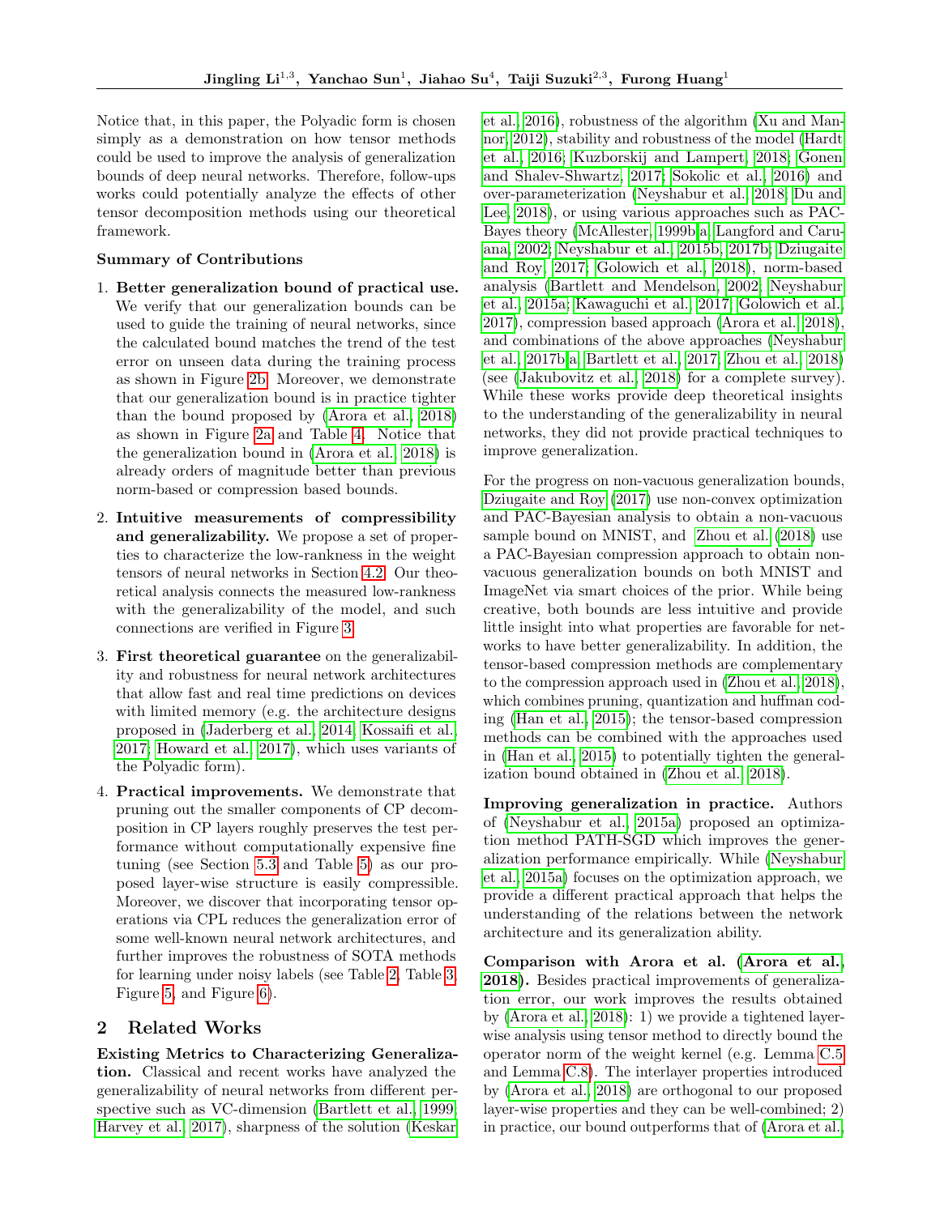Notice that, in this paper, the Polyadic form is chosen simply as a demonstration on how tensor methods could be used to improve the analysis of generalization bounds of deep neural networks. Therefore, follow-ups works could potentially analyze the effects of other tensor decomposition methods using our theoretical framework.

**Summary of Contributions**

1. **Better generalization bound of practical use.** We verify that our generalization bounds can be used to guide the training of neural networks, since the calculated bound matches the trend of the test error on unseen data during the training process as shown in Figure 2b. Moreover, we demonstrate that our generalization bound is in practice tighter than the bound proposed by (Arora et al., 2018) as shown in Figure 2a and Table 4. Notice that the generalization bound in (Arora et al., 2018) is already orders of magnitude better than previous norm-based or compression based bounds.

2. **Intuitive measurements of compressibility and generalizability.** We propose a set of properties to characterize the low-rankness in the weight tensors of neural networks in Section 4.2. Our theoretical analysis connects the measured low-rankness with the generalizability of the model, and such connections are verified in Figure 3.

3. **First theoretical guarantee** on the generalizability and robustness for neural network architectures that allow fast and real time predictions on devices with limited memory (e.g. the architecture designs proposed in (Jaderberg et al., 2014; Kossaifi et al., 2017; Howard et al., 2017), which uses variants of the Polyadic form).

4. **Practical improvements.** We demonstrate that pruning out the smaller components of CP decomposition in CP layers roughly preserves the test performance without computationally expensive fine tuning (see Section 5.3 and Table 5) as our proposed layer-wise structure is easily compressible. Moreover, we discover that incorporating tensor operations via CPL reduces the generalization error of some well-known neural network architectures, and further improves the robustness of SOTA methods for learning under noisy labels (see Table 2, Table 3, Figure 5, and Figure 6).

## 2 Related Works

**Existing Metrics to Characterizing Generalization.** Classical and recent works have analyzed the generalizability of neural networks from different perspective such as VC-dimension (Bartlett et al., 1999; Harvey et al., 2017), sharpness of the solution (Keskar et al., 2016), robustness of the algorithm (Xu and Mannor, 2012), stability and robustness of the model (Hardt et al., 2016; Kuzborskij and Lampert, 2018; Gonen and Shalev-Shwartz, 2017; Sokolic et al., 2016) and over-parameterization (Neyshabur et al., 2018; Du and Lee, 2018), or using various approaches such as PAC-Bayes theory (McAllester, 1999b,a; Langford and Caruana, 2002; Neyshabur et al., 2015b, 2017b; Dziugaite and Roy, 2017; Golowich et al., 2018), norm-based analysis (Bartlett and Mendelson, 2002; Neyshabur et al., 2015a; Kawaguchi et al., 2017; Golowich et al., 2017), compression based approach (Arora et al., 2018), and combinations of the above approaches (Neyshabur et al., 2017b,a; Bartlett et al., 2017; Zhou et al., 2018) (see (Jakubovitz et al., 2018) for a complete survey). While these works provide deep theoretical insights to the understanding of the generalizability in neural networks, they did not provide practical techniques to improve generalization.

For the progress on non-vacuous generalization bounds, Dziugaite and Roy (2017) use non-convex optimization and PAC-Bayesian analysis to obtain a non-vacuous sample bound on MNIST, and Zhou et al. (2018) use a PAC-Bayesian compression approach to obtain non-vacuous generalization bounds on both MNIST and ImageNet via smart choices of the prior. While being creative, both bounds are less intuitive and provide little insight into what properties are favorable for networks to have better generalizability. In addition, the tensor-based compression methods are complementary to the compression approach used in (Zhou et al., 2018), which combines pruning, quantization and huffman coding (Han et al., 2015); the tensor-based compression methods can be combined with the approaches used in (Han et al., 2015) to potentially tighten the generalization bound obtained in (Zhou et al., 2018).

**Improving generalization in practice.** Authors of (Neyshabur et al., 2015a) proposed an optimization method PATH-SGD which improves the generalization performance empirically. While (Neyshabur et al., 2015a) focuses on the optimization approach, we provide a different practical approach that helps the understanding of the relations between the network architecture and its generalization ability.

**Comparison with Arora et al. (Arora et al., 2018).** Besides practical improvements of generalization error, our work improves the results obtained by (Arora et al., 2018): 1) we provide a tightened layer-wise analysis using tensor method to directly bound the operator norm of the weight kernel (e.g. Lemma C.5 and Lemma C.8). The interlayer properties introduced by (Arora et al., 2018) are orthogonal to our proposed layer-wise properties and they can be well-combined; 2) in practice, our bound outperforms that of (Arora et al.,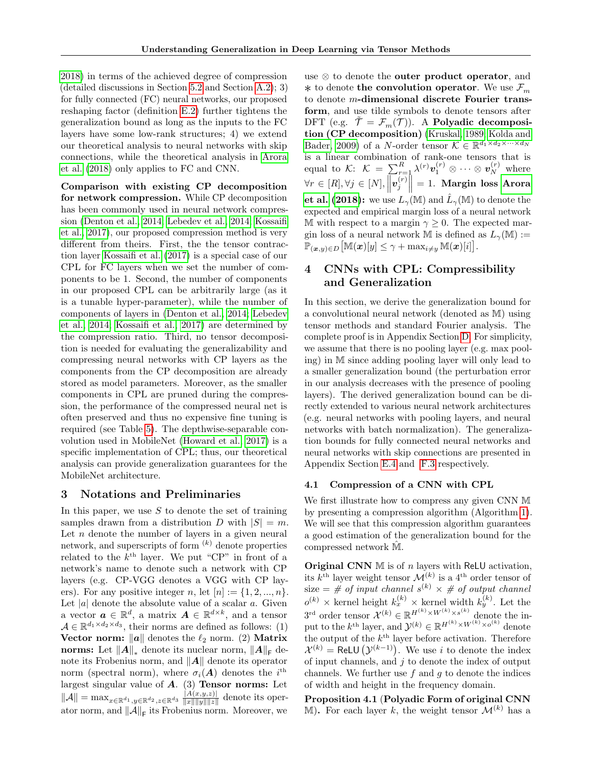2018) in terms of the achieved degree of compression (detailed discussions in Section 5.2 and Section A.2); 3) for fully connected (FC) neural networks, our proposed reshaping factor (definition E.2) further tightens the generalization bound as long as the inputs to the FC layers have some low-rank structures; 4) we extend our theoretical analysis to neural networks with skip connections, while the theoretical analysis in Arora et al. (2018) only applies to FC and CNN.

**Comparison with existing CP decomposition for network compression.** While CP decomposition has been commonly used in neural network compression (Denton et al., 2014; Lebedev et al., 2014; Kossaifi et al., 2017), our proposed compression method is very different from theirs. First, the the tensor contraction layer Kossaifi et al. (2017) is a special case of our CPL for FC layers when we set the number of components to be 1. Second, the number of components in our proposed CPL can be arbitrarily large (as it is a tunable hyper-parameter), while the number of components of layers in (Denton et al., 2014; Lebedev et al., 2014; Kossaifi et al., 2017) are determined by the compression ratio. Third, no tensor decomposition is needed for evaluating the generalizability and compressing neural networks with CP layers as the components from the CP decomposition are already stored as model parameters. Moreover, as the smaller components in CPL are pruned during the compression, the performance of the compressed neural net is often preserved and thus no expensive fine tuning is required (see Table 5). The depthwise-separable convolution used in MobileNet (Howard et al., 2017) is a specific implementation of CPL; thus, our theoretical analysis can provide generalization guarantees for the MobileNet architecture.

## 3 Notations and Preliminaries

In this paper, we use $S$ to denote the set of training samples drawn from a distribution $D$ with $|S| = m$. Let $n$ denote the number of layers in a given neural network, and superscripts of form $^{(k)}$ denote properties related to the $k^{\text{th}}$ layer. We put "CP" in front of a network's name to denote such a network with CP layers (e.g. CP-VGG denotes a VGG with CP layers). For any positive integer $n$, let $[n] := \{1, 2, ..., n\}$. Let $|a|$ denote the absolute value of a scalar $a$. Given a vector $\boldsymbol{a} \in \mathbb{R}^d$, a matrix $\boldsymbol{A} \in \mathbb{R}^{d \times k}$, and a tensor $\mathcal{A} \in \mathbb{R}^{d_1 \times d_2 \times d_3}$, their norms are defined as follows: (1) **Vector norm:** $\|\boldsymbol{a}\|$ denotes the $\ell_2$ norm. (2) **Matrix norms:** Let $\|\boldsymbol{A}\|_*$ denote its nuclear norm, $\|\boldsymbol{A}\|_{\mathsf{F}}$ denote its Frobenius norm, and $\|\boldsymbol{A}\|$ denote its operator norm (spectral norm), where $\sigma_i(\boldsymbol{A})$ denotes the $i^{\text{th}}$ largest singular value of $\boldsymbol{A}$. (3) **Tensor norms:** Let $\|\mathcal{A}\| = \max_{x \in \mathbb{R}^{d_1}, y \in \mathbb{R}^{d_2}, z \in \mathbb{R}^{d_3}} \frac{|A(x,y,z)|}{\|x\|\|y\|\|z\|}$ denote its operator norm, and $\|\mathcal{A}\|_{\mathsf{F}}$ its Frobenius norm. Moreover, we use $\otimes$ to denote the **outer product operator**, and $*$ to denote **the convolution operator**. We use $\mathcal{F}_m$ to denote **$m$-dimensional discrete Fourier transform**, and use tilde symbols to denote tensors after DFT (e.g. $\tilde{\mathcal{T}} = \mathcal{F}_m(\mathcal{T})$). A **Polyadic decomposition (CP decomposition)** (Kruskal, 1989; Kolda and Bader, 2009) of a $N$-order tensor $\mathcal{K} \in \mathbb{R}^{d_1 \times d_2 \times \cdots \times d_N}$ is a linear combination of rank-one tensors that is equal to $\mathcal{K}$: $\mathcal{K} = \sum_{r=1}^{R} \lambda^{(r)} \boldsymbol{v}_1^{(r)} \otimes \cdots \otimes \boldsymbol{v}_N^{(r)}$ where $\forall r \in [R], \forall j \in [N], \left\|\boldsymbol{v}_j^{(r)}\right\| = 1$. **Margin loss Arora et al. (2018):** we use $L_\gamma(\mathbb{M})$ and $\hat{L}_\gamma(\mathbb{M})$ to denote the expected and empirical margin loss of a neural network $\mathbb{M}$ with respect to a margin $\gamma \geq 0$. The expected margin loss of a neural network $\mathbb{M}$ is defined as $L_\gamma(\mathbb{M}) := \mathbb{P}_{(\boldsymbol{x},y) \in D}\left[\mathbb{M}(\boldsymbol{x})[y] \leq \gamma + \max_{i \neq y} \mathbb{M}(\boldsymbol{x})[i]\right]$.

## 4 CNNs with CPL: Compressibility and Generalization

In this section, we derive the generalization bound for a convolutional neural network (denoted as $\mathbb{M}$) using tensor methods and standard Fourier analysis. The complete proof is in Appendix Section D. For simplicity, we assume that there is no pooling layer (e.g. max pooling) in $\mathbb{M}$ since adding pooling layer will only lead to a smaller generalization bound (the perturbation error in our analysis decreases with the presence of pooling layers). The derived generalization bound can be directly extended to various neural network architectures (e.g. neural networks with pooling layers, and neural networks with batch normalization). The generalization bounds for fully connected neural networks and neural networks with skip connections are presented in Appendix Section E.4 and F.3 respectively.

### 4.1 Compression of a CNN with CPL

We first illustrate how to compress any given CNN $\mathbb{M}$ by presenting a compression algorithm (Algorithm 1). We will see that this compression algorithm guarantees a good estimation of the generalization bound for the compressed network $\hat{\mathbb{M}}$.

**Original CNN** $\mathbb{M}$ is of $n$ layers with $\mathsf{ReLU}$ activation, its $k^{\text{th}}$ layer weight tensor $\mathcal{M}^{(k)}$ is a $4^{\text{th}}$ order tensor of size = *# of input channel* $s^{(k)}$ × *# of output channel* $o^{(k)}$ × kernel height $k_x^{(k)}$ × kernel width $k_y^{(k)}$. Let the $3^{\text{rd}}$ order tensor $\mathcal{X}^{(k)} \in \mathbb{R}^{H^{(k)} \times W^{(k)} \times s^{(k)}}$ denote the input to the $k^{\text{th}}$ layer, and $\mathcal{Y}^{(k)} \in \mathbb{R}^{H^{(k)} \times W^{(k)} \times o^{(k)}}$ denote the output of the $k^{\text{th}}$ layer before activation. Therefore $\mathcal{X}^{(k)} = \mathsf{ReLU}\left(\mathcal{Y}^{(k-1)}\right)$. We use $i$ to denote the index of input channels, and $j$ to denote the index of output channels. We further use $f$ and $g$ to denote the indices of width and height in the frequency domain.

**Proposition 4.1** (**Polyadic Form of original CNN** $\mathbb{M}$)**.** For each layer $k$, the weight tensor $\mathcal{M}^{(k)}$ has a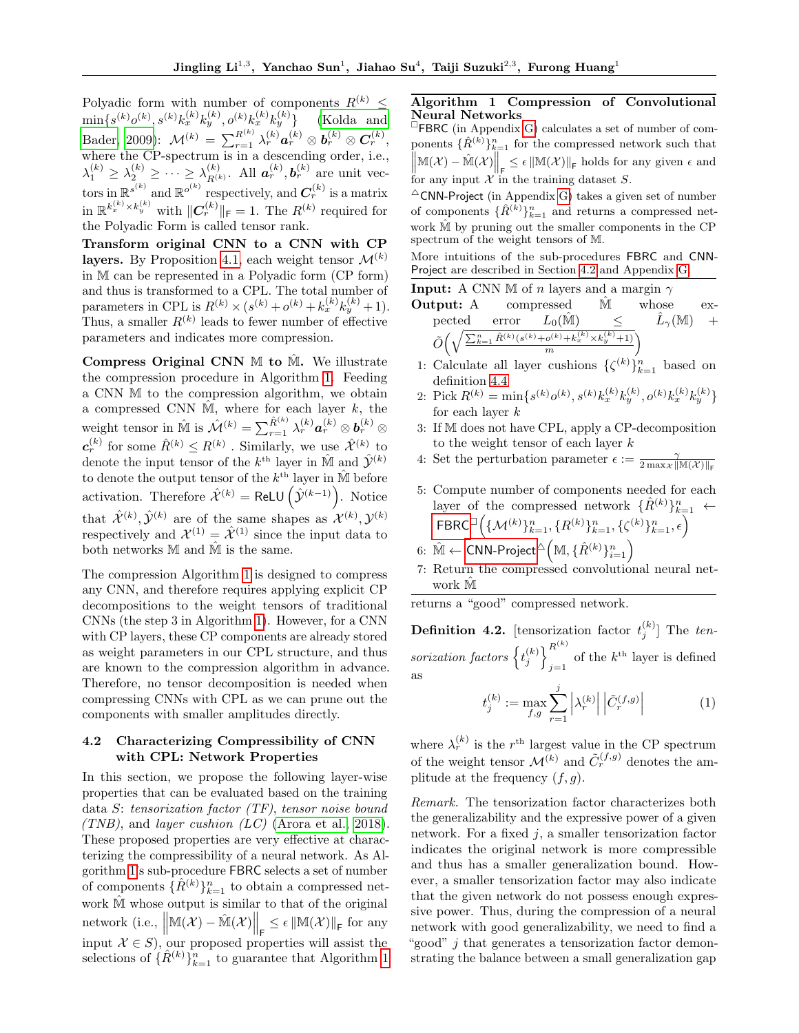Polyadic form with number of components $R^{(k)} \leq \min\{s^{(k)}o^{(k)}, s^{(k)}k_x^{(k)}k_y^{(k)}, o^{(k)}k_x^{(k)}k_y^{(k)}\}$ (Kolda and Bader, 2009): $\mathcal{M}^{(k)} = \sum_{r=1}^{R^{(k)}} \lambda_r^{(k)} \boldsymbol{a}_r^{(k)} \otimes \boldsymbol{b}_r^{(k)} \otimes \boldsymbol{C}_r^{(k)}$, where the CP-spectrum is in a descending order, i.e., $\lambda_1^{(k)} \geq \lambda_2^{(k)} \geq \cdots \geq \lambda_{R^{(k)}}^{(k)}$. All $\boldsymbol{a}_r^{(k)}, \boldsymbol{b}_r^{(k)}$ are unit vectors in $\mathbb{R}^{s^{(k)}}$ and $\mathbb{R}^{o^{(k)}}$ respectively, and $\boldsymbol{C}_r^{(k)}$ is a matrix in $\mathbb{R}^{k_x^{(k)} \times k_y^{(k)}}$ with $\|\boldsymbol{C}_r^{(k)}\|_\mathsf{F} = 1$. The $R^{(k)}$ required for the Polyadic Form is called tensor rank.

**Transform original CNN to a CNN with CP layers.** By Proposition 4.1, each weight tensor $\mathcal{M}^{(k)}$ in $\mathbb{M}$ can be represented in a Polyadic form (CP form) and thus is transformed to a CPL. The total number of parameters in CPL is $R^{(k)} \times (s^{(k)} + o^{(k)} + k_x^{(k)}k_y^{(k)} + 1)$. Thus, a smaller $R^{(k)}$ leads to fewer number of effective parameters and indicates more compression.

**Compress Original CNN $\mathbb{M}$ to $\hat{\mathbb{M}}$.** We illustrate the compression procedure in Algorithm 1. Feeding a CNN $\mathbb{M}$ to the compression algorithm, we obtain a compressed CNN $\hat{\mathbb{M}}$, where for each layer $k$, the weight tensor in $\hat{\mathbb{M}}$ is $\hat{\mathcal{M}}^{(k)} = \sum_{r=1}^{\hat{R}^{(k)}} \lambda_r^{(k)} \boldsymbol{a}_r^{(k)} \otimes \boldsymbol{b}_r^{(k)} \otimes \boldsymbol{c}_r^{(k)}$ for some $\hat{R}^{(k)} \leq R^{(k)}$. Similarly, we use $\hat{\mathcal{X}}^{(k)}$ to denote the input tensor of the $k^{\text{th}}$ layer in $\hat{\mathbb{M}}$ and $\hat{\mathcal{Y}}^{(k)}$ to denote the output tensor of the $k^{\text{th}}$ layer in $\hat{\mathbb{M}}$ before activation. Therefore $\hat{\mathcal{X}}^{(k)} = \mathsf{ReLU}\left(\hat{\mathcal{Y}}^{(k-1)}\right)$. Notice that $\hat{\mathcal{X}}^{(k)}, \hat{\mathcal{Y}}^{(k)}$ are of the same shapes as $\mathcal{X}^{(k)}, \mathcal{Y}^{(k)}$ respectively and $\mathcal{X}^{(1)} = \hat{\mathcal{X}}^{(1)}$ since the input data to both networks $\mathbb{M}$ and $\hat{\mathbb{M}}$ is the same.

The compression Algorithm 1 is designed to compress any CNN, and therefore requires applying explicit CP decompositions to the weight tensors of traditional CNNs (the step 3 in Algorithm 1). However, for a CNN with CP layers, these CP components are already stored as weight parameters in our CPL structure, and thus are known to the compression algorithm in advance. Therefore, no tensor decomposition is needed when compressing CNNs with CPL as we can prune out the components with smaller amplitudes directly.

### 4.2 Characterizing Compressibility of CNN with CPL: Network Properties

In this section, we propose the following layer-wise properties that can be evaluated based on the training data $S$: *tensorization factor (TF)*, *tensor noise bound (TNB)*, and *layer cushion (LC)* (Arora et al., 2018). These proposed properties are very effective at characterizing the compressibility of a neural network. As Algorithm 1's sub-procedure FBRC selects a set of number of components $\{\hat{R}^{(k)}\}_{k=1}^n$ to obtain a compressed network $\hat{\mathbb{M}}$ whose output is similar to that of the original network (i.e., $\left\|\mathbb{M}(\mathcal{X}) - \hat{\mathbb{M}}(\mathcal{X})\right\|_\mathsf{F} \leq \epsilon \|\mathbb{M}(\mathcal{X})\|_\mathsf{F}$ for any input $\mathcal{X} \in S$), our proposed properties will assist the selections of $\{\hat{R}^{(k)}\}_{k=1}^n$ to guarantee that Algorithm 1 returns a "good" compressed network.

---

**Algorithm 1** Compression of Convolutional Neural Networks

$^\square$FBRC (in Appendix G) calculates a set of number of components $\{\hat{R}^{(k)}\}_{k=1}^n$ for the compressed network such that $\left\|\mathbb{M}(\mathcal{X}) - \hat{\mathbb{M}}(\mathcal{X})\right\|_\mathsf{F} \leq \epsilon \|\mathbb{M}(\mathcal{X})\|_\mathsf{F}$ holds for any given $\epsilon$ and for any input $\mathcal{X}$ in the training dataset $S$.

$^\triangle$CNN-Project (in Appendix G) takes a given set of number of components $\{\hat{R}^{(k)}\}_{k=1}^n$ and returns a compressed network $\hat{\mathbb{M}}$ by pruning out the smaller components in the CP spectrum of the weight tensors of $\mathbb{M}$.

More intuitions of the sub-procedures FBRC and CNN-Project are described in Section 4.2 and Appendix G.

**Input:** A CNN $\mathbb{M}$ of $n$ layers and a margin $\gamma$

**Output:** A compressed $\hat{\mathbb{M}}$ whose expected error $L_0(\hat{\mathbb{M}}) \leq \hat{L}_\gamma(\mathbb{M}) + \tilde{O}\left(\sqrt{\frac{\sum_{k=1}^n \hat{R}^{(k)}(s^{(k)}+o^{(k)}+k_x^{(k)} \times k_y^{(k)}+1)}{m}}\right)$

1. Calculate all layer cushions $\{\zeta^{(k)}\}_{k=1}^n$ based on definition 4.4
2. Pick $R^{(k)} = \min\{s^{(k)}o^{(k)}, s^{(k)}k_x^{(k)}k_y^{(k)}, o^{(k)}k_x^{(k)}k_y^{(k)}\}$ for each layer $k$
3. If $\mathbb{M}$ does not have CPL, apply a CP-decomposition to the weight tensor of each layer $k$
4. Set the perturbation parameter $\epsilon := \frac{\gamma}{2\max_\mathcal{X}\|\mathbb{M}(\mathcal{X})\|_\mathsf{F}}$
5. Compute number of components needed for each layer of the compressed network $\{\hat{R}^{(k)}\}_{k=1}^n \leftarrow$ FBRC$^\square\left(\{\mathcal{M}^{(k)}\}_{k=1}^n, \{R^{(k)}\}_{k=1}^n, \{\zeta^{(k)}\}_{k=1}^n, \epsilon\right)$
6. $\hat{\mathbb{M}} \leftarrow$ CNN-Project$^\triangle\left(\mathbb{M}, \{\hat{R}^{(k)}\}_{i=1}^n\right)$
7. Return the compressed convolutional neural network $\hat{\mathbb{M}}$

---

**Definition 4.2.** [tensorization factor $t_j^{(k)}$] The *tensorization factors* $\left\{t_j^{(k)}\right\}_{j=1}^{R^{(k)}}$ of the $k^{\text{th}}$ layer is defined as

$$t_j^{(k)} := \max_{f,g} \sum_{r=1}^{j} \left|\lambda_r^{(k)}\right| \left|\tilde{C}_r^{(f,g)}\right| \tag{1}$$

where $\lambda_r^{(k)}$ is the $r^{\text{th}}$ largest value in the CP spectrum of the weight tensor $\mathcal{M}^{(k)}$ and $\tilde{C}_r^{(f,g)}$ denotes the amplitude at the frequency $(f, g)$.

*Remark.* The tensorization factor characterizes both the generalizability and the expressive power of a given network. For a fixed $j$, a smaller tensorization factor indicates the original network is more compressible and thus has a smaller generalization bound. However, a smaller tensorization factor may also indicate that the given network do not possess enough expressive power. Thus, during the compression of a neural network with good generalizability, we need to find a "good" $j$ that generates a tensorization factor demonstrating the balance between a small generalization gap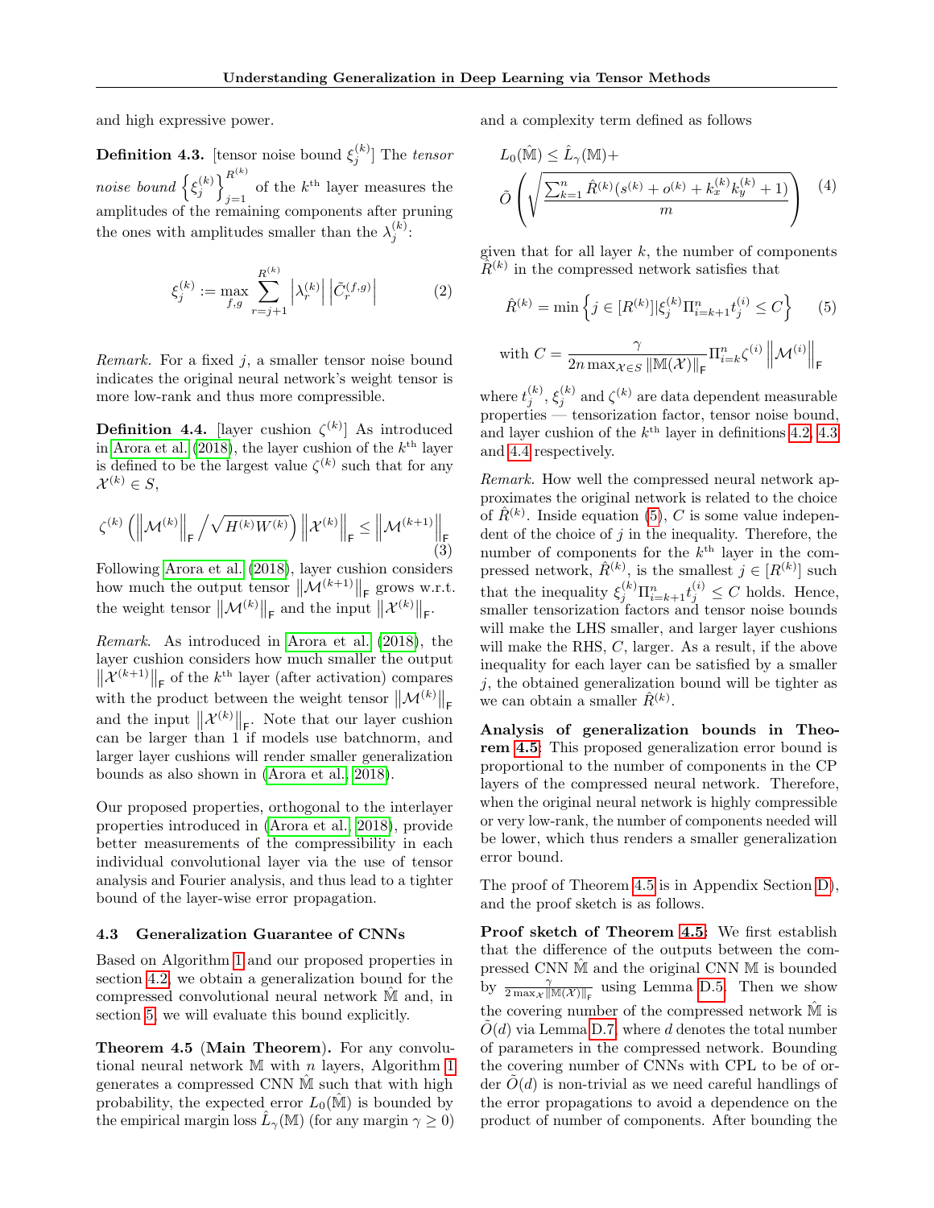and high expressive power.

**Definition 4.3.** [tensor noise bound $\xi_j^{(k)}$] The *tensor noise bound* $\left\{\xi_j^{(k)}\right\}_{j=1}^{R^{(k)}}$ of the $k^{\text{th}}$ layer measures the amplitudes of the remaining components after pruning the ones with amplitudes smaller than the $\lambda_j^{(k)}$:

$$\xi_j^{(k)} := \max_{f,g} \sum_{r=j+1}^{R^{(k)}} \left|\lambda_r^{(k)}\right| \left|\tilde{C}_r^{(f,g)}\right| \tag{2}$$

*Remark.* For a fixed $j$, a smaller tensor noise bound indicates the original neural network's weight tensor is more low-rank and thus more compressible.

**Definition 4.4.** [layer cushion $\zeta^{(k)}$] As introduced in Arora et al. (2018), the layer cushion of the $k^{\text{th}}$ layer is defined to be the largest value $\zeta^{(k)}$ such that for any $\mathcal{X}^{(k)} \in S$,

$$\zeta^{(k)} \left(\left\|\mathcal{M}^{(k)}\right\|_{\mathsf{F}} \Big/ \sqrt{H^{(k)} W^{(k)}}\right) \left\|\mathcal{X}^{(k)}\right\|_{\mathsf{F}} \leq \left\|\mathcal{M}^{(k+1)}\right\|_{\mathsf{F}} \tag{3}$$

Following Arora et al. (2018), layer cushion considers how much the output tensor $\left\|\mathcal{M}^{(k+1)}\right\|_{\mathsf{F}}$ grows w.r.t. the weight tensor $\left\|\mathcal{M}^{(k)}\right\|_{\mathsf{F}}$ and the input $\left\|\mathcal{X}^{(k)}\right\|_{\mathsf{F}}$.

*Remark.* As introduced in Arora et al. (2018), the layer cushion considers how much smaller the output $\left\|\mathcal{X}^{(k+1)}\right\|_{\mathsf{F}}$ of the $k^{\text{th}}$ layer (after activation) compares with the product between the weight tensor $\left\|\mathcal{M}^{(k)}\right\|_{\mathsf{F}}$ and the input $\left\|\mathcal{X}^{(k)}\right\|_{\mathsf{F}}$. Note that our layer cushion can be larger than 1 if models use batchnorm, and larger layer cushions will render smaller generalization bounds as also shown in (Arora et al., 2018).

Our proposed properties, orthogonal to the interlayer properties introduced in (Arora et al., 2018), provide better measurements of the compressibility in each individual convolutional layer via the use of tensor analysis and Fourier analysis, and thus lead to a tighter bound of the layer-wise error propagation.

### 4.3 Generalization Guarantee of CNNs

Based on Algorithm 1 and our proposed properties in section 4.2, we obtain a generalization bound for the compressed convolutional neural network $\hat{\mathbb{M}}$ and, in section 5, we will evaluate this bound explicitly.

**Theorem 4.5 (Main Theorem).** For any convolutional neural network $\mathbb{M}$ with $n$ layers, Algorithm 1 generates a compressed CNN $\hat{\mathbb{M}}$ such that with high probability, the expected error $L_0(\hat{\mathbb{M}})$ is bounded by the empirical margin loss $\hat{L}_\gamma(\mathbb{M})$ (for any margin $\gamma \geq 0$) and a complexity term defined as follows

$$L_0(\hat{\mathbb{M}}) \leq \hat{L}_\gamma(\mathbb{M}) + \tilde{O}\left(\sqrt{\frac{\sum_{k=1}^n \hat{R}^{(k)}(s^{(k)} + o^{(k)} + k_x^{(k)} k_y^{(k)} + 1)}{m}}\right) \tag{4}$$

given that for all layer $k$, the number of components $\hat{R}^{(k)}$ in the compressed network satisfies that

$$\hat{R}^{(k)} = \min\left\{j \in [R^{(k)}] | \xi_j^{(k)} \Pi_{i=k+1}^n t_j^{(i)} \leq C\right\} \tag{5}$$

$$\text{with } C = \frac{\gamma}{2n \max_{\mathcal{X} \in S} \left\|\mathbb{M}(\mathcal{X})\right\|_{\mathsf{F}}} \Pi_{i=k}^n \zeta^{(i)} \left\|\mathcal{M}^{(i)}\right\|_{\mathsf{F}}$$

where $t_j^{(k)}$, $\xi_j^{(k)}$ and $\zeta^{(k)}$ are data dependent measurable properties — tensorization factor, tensor noise bound, and layer cushion of the $k^{\text{th}}$ layer in definitions 4.2, 4.3 and 4.4 respectively.

*Remark.* How well the compressed neural network approximates the original network is related to the choice of $\hat{R}^{(k)}$. Inside equation (5), $C$ is some value independent of the choice of $j$ in the inequality. Therefore, the number of components for the $k^{\text{th}}$ layer in the compressed network, $\hat{R}^{(k)}$, is the smallest $j \in [R^{(k)}]$ such that the inequality $\xi_j^{(k)} \Pi_{i=k+1}^n t_j^{(i)} \leq C$ holds. Hence, smaller tensorization factors and tensor noise bounds will make the LHS smaller, and larger layer cushions will make the RHS, $C$, larger. As a result, if the above inequality for each layer can be satisfied by a smaller $j$, the obtained generalization bound will be tighter as we can obtain a smaller $\hat{R}^{(k)}$.

**Analysis of generalization bounds in Theorem 4.5:** This proposed generalization error bound is proportional to the number of components in the CP layers of the compressed neural network. Therefore, when the original neural network is highly compressible or very low-rank, the number of components needed will be lower, which thus renders a smaller generalization error bound.

The proof of Theorem 4.5 is in Appendix Section D), and the proof sketch is as follows.

**Proof sketch of Theorem 4.5:** We first establish that the difference of the outputs between the compressed CNN $\hat{\mathbb{M}}$ and the original CNN $\mathbb{M}$ is bounded by $\frac{\gamma}{2\max_{\mathcal{X}}\|\mathbb{M}(\mathcal{X})\|_{\mathsf{F}}}$ using Lemma D.5. Then we show the covering number of the compressed network $\hat{\mathbb{M}}$ is $\tilde{O}(d)$ via Lemma D.7 where $d$ denotes the total number of parameters in the compressed network. Bounding the covering number of CNNs with CPL to be of order $\tilde{O}(d)$ is non-trivial as we need careful handlings of the error propagations to avoid a dependence on the product of number of components. After bounding the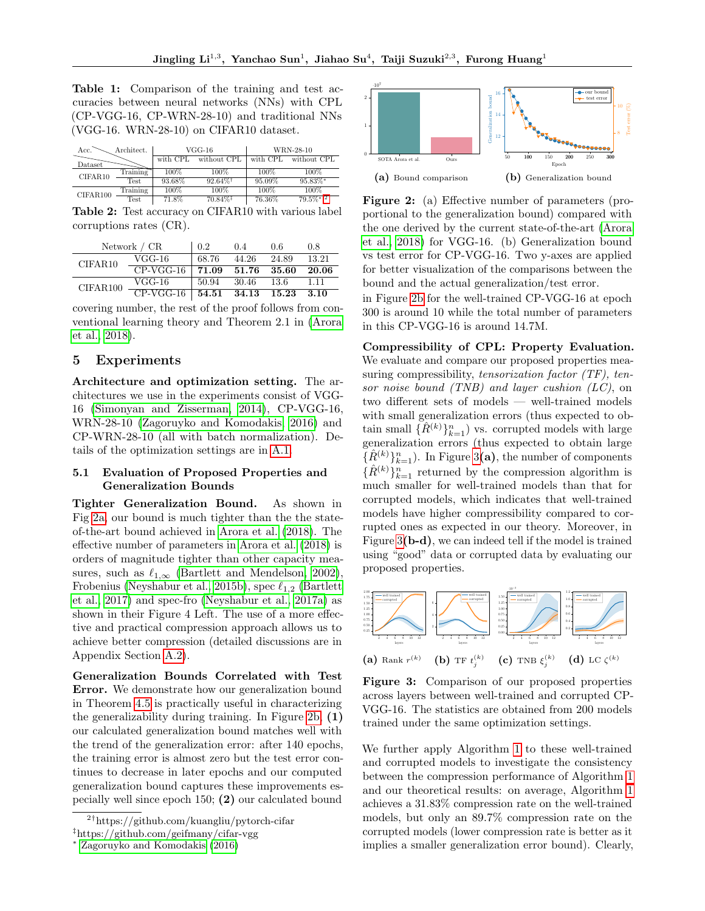**Table 1:** Comparison of the training and test accuracies between neural networks (NNs) with CPL (CP-VGG-16, CP-WRN-28-10) and traditional NNs (VGG-16. WRN-28-10) on CIFAR10 dataset.

| Dataset | Acc. \ Architect. | VGG-16 with CPL | VGG-16 without CPL | WRN-28-10 with CPL | WRN-28-10 without CPL |
|---|---|---|---|---|---|
| CIFAR10 | Training | 100% | 100% | 100% | 100% |
| | Test | 93.68% | 92.64%† | 95.09% | 95.83%* |
| CIFAR100 | Training | 100% | 100% | 100% | 100% |
| | Test | 71.8% | 70.84%‡ | 76.36% | 79.5%* [2] |

**Table 2:** Test accuracy on CIFAR10 with various label corruptions rates (CR).

| Network / CR | | 0.2 | 0.4 | 0.6 | 0.8 |
|---|---|---|---|---|---|
| CIFAR10 | VGG-16 | 68.76 | 44.26 | 24.89 | 13.21 |
| | CP-VGG-16 | **71.09** | **51.76** | **35.60** | **20.06** |
| CIFAR100 | VGG-16 | 50.94 | 30.46 | 13.6 | 1.11 |
| | CP-VGG-16 | **54.51** | **34.13** | **15.23** | **3.10** |

covering number, the rest of the proof follows from conventional learning theory and Theorem 2.1 in (Arora et al., 2018).

## 5 Experiments

**Architecture and optimization setting.** The architectures we use in the experiments consist of VGG-16 (Simonyan and Zisserman, 2014), CP-VGG-16, WRN-28-10 (Zagoruyko and Komodakis, 2016) and CP-WRN-28-10 (all with batch normalization). Details of the optimization settings are in A.1.

### 5.1 Evaluation of Proposed Properties and Generalization Bounds

**Tighter Generalization Bound.** As shown in Fig 2a, our bound is much tighter than the state-of-the-art bound achieved in Arora et al. (2018). The effective number of parameters in Arora et al. (2018) is orders of magnitude tighter than other capacity measures, such as $\ell_{1,\infty}$ (Bartlett and Mendelson, 2002), Frobenius (Neyshabur et al., 2015b), spec $\ell_{1,2}$ (Bartlett et al., 2017) and spec-fro (Neyshabur et al., 2017a) as shown in their Figure 4 Left. The use of a more effective and practical compression approach allows us to achieve better compression (detailed discussions are in Appendix Section A.2).

**Generalization Bounds Correlated with Test Error.** We demonstrate how our generalization bound in Theorem 4.5 is practically useful in characterizing the generalizability during training. In Figure 2b, **(1)** our calculated generalization bound matches well with the trend of the generalization error: after 140 epochs, the training error is almost zero but the test error continues to decrease in later epochs and our computed generalization bound captures these improvements especially well since epoch 150; **(2)** our calculated bound in Figure 2b for the well-trained CP-VGG-16 at epoch 300 is around 10 while the total number of parameters in this CP-VGG-16 is around 14.7M.

(a) Bound comparison (b) Generalization bound

**Figure 2:** (a) Effective number of parameters (proportional to the generalization bound) compared with the one derived by the current state-of-the-art (Arora et al., 2018) for VGG-16. (b) Generalization bound vs test error for CP-VGG-16. Two y-axes are applied for better visualization of the comparisons between the bound and the actual generalization/test error.

**Compressibility of CPL: Property Evaluation.** We evaluate and compare our proposed properties measuring compressibility, *tensorization factor (TF), tensor noise bound (TNB) and layer cushion (LC)*, on two different sets of models — well-trained models with small generalization errors (thus expected to obtain small $\{\hat{R}^{(k)}\}_{k=1}^n$) vs. corrupted models with large generalization errors (thus expected to obtain large $\{\hat{R}^{(k)}\}_{k=1}^n$). In Figure 3**(a)**, the number of components $\{\hat{R}^{(k)}\}_{k=1}^n$ returned by the compression algorithm is much smaller for well-trained models than that for corrupted models, which indicates that well-trained models have higher compressibility compared to corrupted ones as expected in our theory. Moreover, in Figure 3**(b-d)**, we can indeed tell if the model is trained using "good" data or corrupted data by evaluating our proposed properties.

(a) Rank $r^{(k)}$ (b) TF $t_j^{(k)}$ (c) TNB $\xi_j^{(k)}$ (d) LC $\zeta^{(k)}$

**Figure 3:** Comparison of our proposed properties across layers between well-trained and corrupted CP-VGG-16. The statistics are obtained from 200 models trained under the same optimization settings.

We further apply Algorithm 1 to these well-trained and corrupted models to investigate the consistency between the compression performance of Algorithm 1 and our theoretical results: on average, Algorithm 1 achieves a 31.83% compression rate on the well-trained models, but only an 89.7% compression rate on the corrupted models (lower compression rate is better as it implies a smaller generalization error bound). Clearly,

---

[2] † https://github.com/kuangliu/pytorch-cifar
‡ https://github.com/geifmany/cifar-vgg
* Zagoruyko and Komodakis (2016)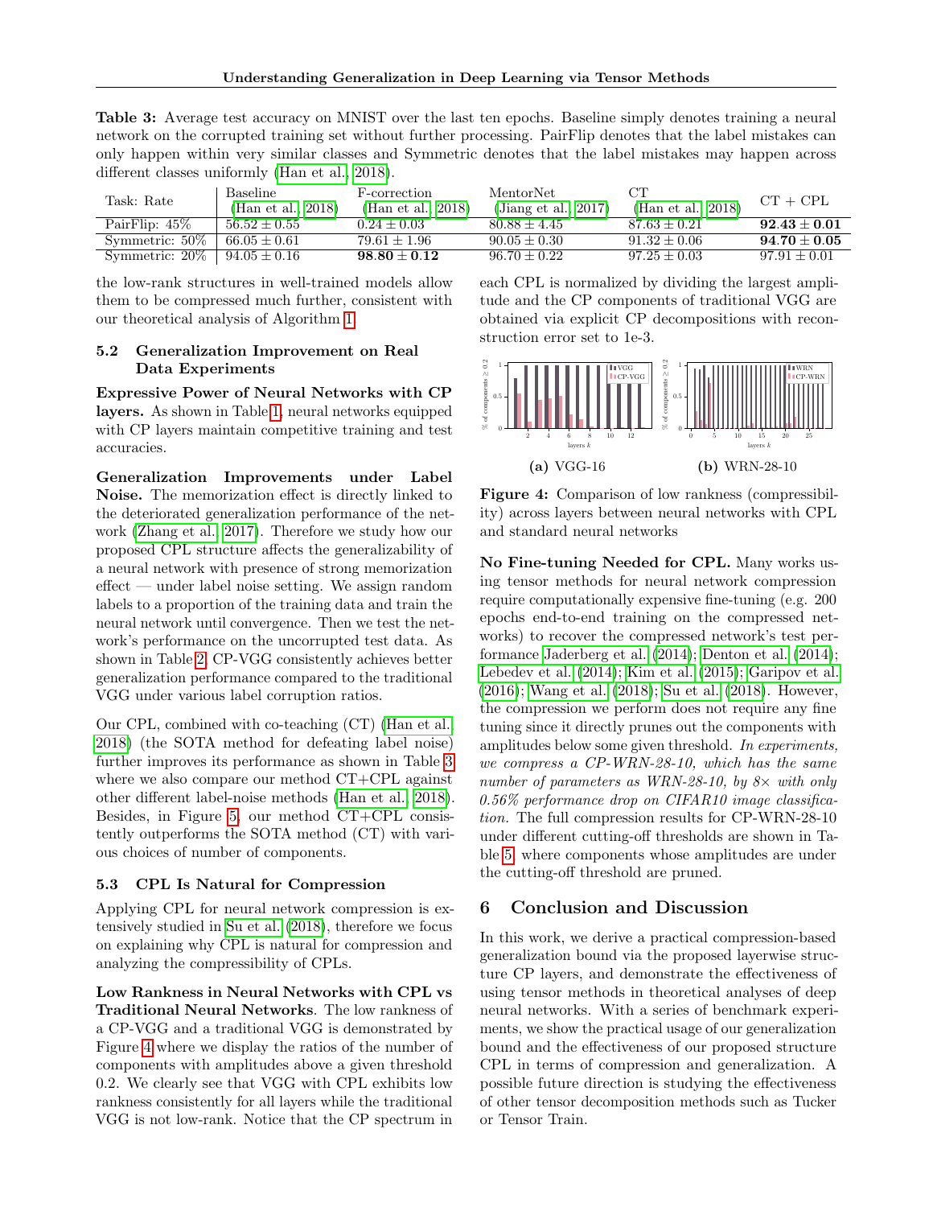**Table 3:** Average test accuracy on MNIST over the last ten epochs. Baseline simply denotes training a neural network on the corrupted training set without further processing. PairFlip denotes that the label mistakes can only happen within very similar classes and Symmetric denotes that the label mistakes may happen across different classes uniformly (Han et al., 2018).

| Task: Rate | Baseline (Han et al., 2018) | F-correction (Han et al., 2018) | MentorNet (Jiang et al., 2017) | CT (Han et al., 2018) | CT + CPL |
|---|---|---|---|---|---|
| PairFlip: 45% | $56.52 \pm 0.55$ | $0.24 \pm 0.03$ | $80.88 \pm 4.45$ | $87.63 \pm 0.21$ | $\mathbf{92.43 \pm 0.01}$ |
| Symmetric: 50% | $66.05 \pm 0.61$ | $79.61 \pm 1.96$ | $90.05 \pm 0.30$ | $91.32 \pm 0.06$ | $\mathbf{94.70 \pm 0.05}$ |
| Symmetric: 20% | $94.05 \pm 0.16$ | $\mathbf{98.80 \pm 0.12}$ | $96.70 \pm 0.22$ | $97.25 \pm 0.03$ | $97.91 \pm 0.01$ |

the low-rank structures in well-trained models allow them to be compressed much further, consistent with our theoretical analysis of Algorithm 1.

### 5.2 Generalization Improvement on Real Data Experiments

**Expressive Power of Neural Networks with CP layers.** As shown in Table 1, neural networks equipped with CP layers maintain competitive training and test accuracies.

**Generalization Improvements under Label Noise.** The memorization effect is directly linked to the deteriorated generalization performance of the network (Zhang et al., 2017). Therefore we study how our proposed CPL structure affects the generalizability of a neural network with presence of strong memorization effect — under label noise setting. We assign random labels to a proportion of the training data and train the neural network until convergence. Then we test the network's performance on the uncorrupted test data. As shown in Table 2, CP-VGG consistently achieves better generalization performance compared to the traditional VGG under various label corruption ratios.

Our CPL, combined with co-teaching (CT) (Han et al., 2018) (the SOTA method for defeating label noise) further improves its performance as shown in Table 3 where we also compare our method CT+CPL against other different label-noise methods (Han et al., 2018). Besides, in Figure 5, our method CT+CPL consistently outperforms the SOTA method (CT) with various choices of number of components.

### 5.3 CPL Is Natural for Compression

Applying CPL for neural network compression is extensively studied in Su et al. (2018), therefore we focus on explaining why CPL is natural for compression and analyzing the compressibility of CPLs.

**Low Rankness in Neural Networks with CPL vs Traditional Neural Networks**. The low rankness of a CP-VGG and a traditional VGG is demonstrated by Figure 4 where we display the ratios of the number of components with amplitudes above a given threshold 0.2. We clearly see that VGG with CPL exhibits low rankness consistently for all layers while the traditional VGG is not low-rank. Notice that the CP spectrum in each CPL is normalized by dividing the largest amplitude and the CP components of traditional VGG are obtained via explicit CP decompositions with reconstruction error set to 1e-3.

(a) VGG-16 (b) WRN-28-10

**Figure 4:** Comparison of low rankness (compressibility) across layers between neural networks with CPL and standard neural networks

**No Fine-tuning Needed for CPL.** Many works using tensor methods for neural network compression require computationally expensive fine-tuning (e.g. 200 epochs end-to-end training on the compressed networks) to recover the compressed network's test performance Jaderberg et al. (2014); Denton et al. (2014); Lebedev et al. (2014); Kim et al. (2015); Garipov et al. (2016); Wang et al. (2018); Su et al. (2018). However, the compression we perform does not require any fine tuning since it directly prunes out the components with amplitudes below some given threshold. *In experiments, we compress a CP-WRN-28-10, which has the same number of parameters as WRN-28-10, by 8× with only 0.56% performance drop on CIFAR10 image classification.* The full compression results for CP-WRN-28-10 under different cutting-off thresholds are shown in Table 5, where components whose amplitudes are under the cutting-off threshold are pruned.

## 6 Conclusion and Discussion

In this work, we derive a practical compression-based generalization bound via the proposed layerwise structure CP layers, and demonstrate the effectiveness of using tensor methods in theoretical analyses of deep neural networks. With a series of benchmark experiments, we show the practical usage of our generalization bound and the effectiveness of our proposed structure CPL in terms of compression and generalization. A possible future direction is studying the effectiveness of other tensor decomposition methods such as Tucker or Tensor Train.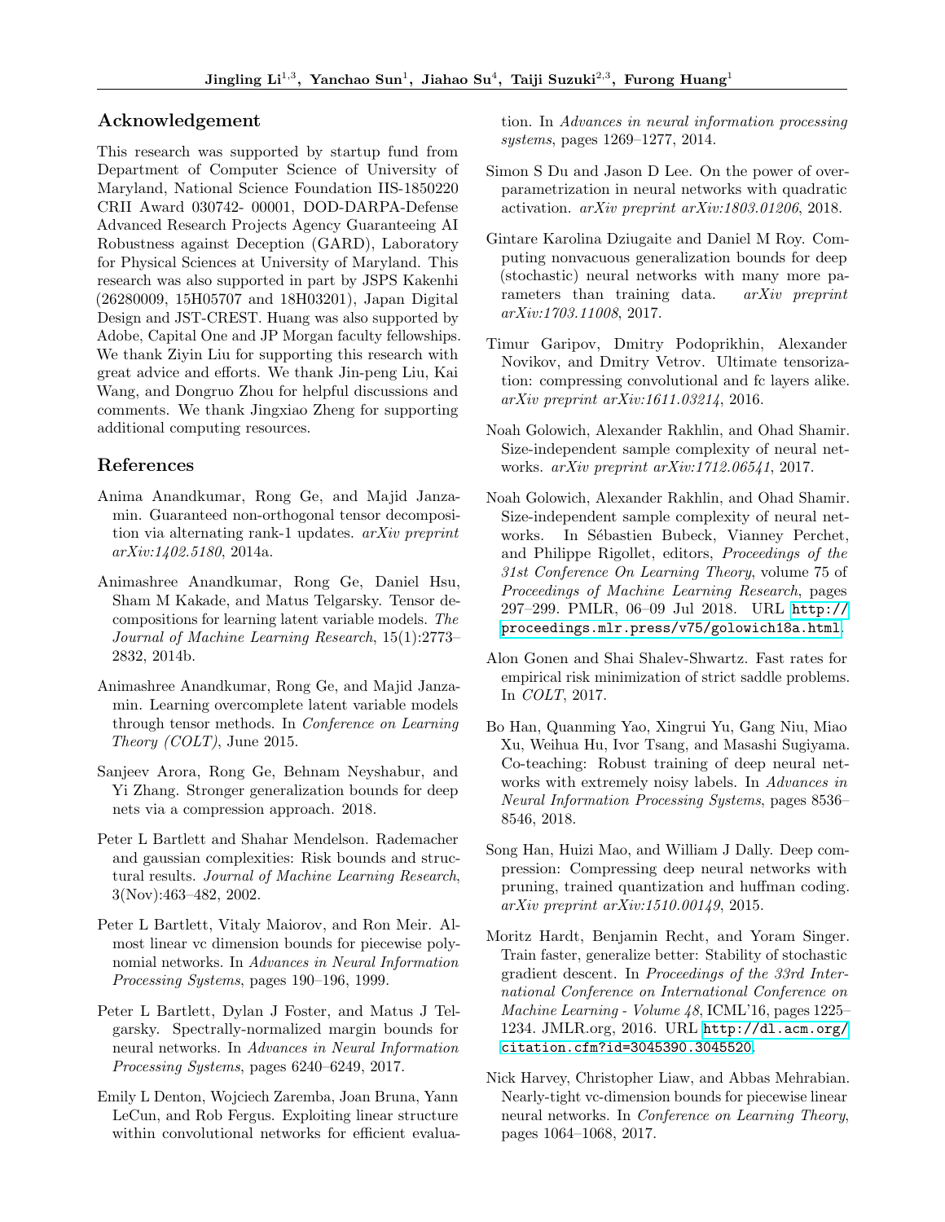## Acknowledgement

This research was supported by startup fund from Department of Computer Science of University of Maryland, National Science Foundation IIS-1850220 CRII Award 030742- 00001, DOD-DARPA-Defense Advanced Research Projects Agency Guaranteeing AI Robustness against Deception (GARD), Laboratory for Physical Sciences at University of Maryland. This research was also supported in part by JSPS Kakenhi (26280009, 15H05707 and 18H03201), Japan Digital Design and JST-CREST. Huang was also supported by Adobe, Capital One and JP Morgan faculty fellowships. We thank Ziyin Liu for supporting this research with great advice and efforts. We thank Jin-peng Liu, Kai Wang, and Dongruo Zhou for helpful discussions and comments. We thank Jingxiao Zheng for supporting additional computing resources.

## References

Anima Anandkumar, Rong Ge, and Majid Janzamin. Guaranteed non-orthogonal tensor decomposition via alternating rank-1 updates. *arXiv preprint arXiv:1402.5180*, 2014a.

Animashree Anandkumar, Rong Ge, Daniel Hsu, Sham M Kakade, and Matus Telgarsky. Tensor decompositions for learning latent variable models. *The Journal of Machine Learning Research*, 15(1):2773–2832, 2014b.

Animashree Anandkumar, Rong Ge, and Majid Janzamin. Learning overcomplete latent variable models through tensor methods. In *Conference on Learning Theory (COLT)*, June 2015.

Sanjeev Arora, Rong Ge, Behnam Neyshabur, and Yi Zhang. Stronger generalization bounds for deep nets via a compression approach. 2018.

Peter L Bartlett and Shahar Mendelson. Rademacher and gaussian complexities: Risk bounds and structural results. *Journal of Machine Learning Research*, 3(Nov):463–482, 2002.

Peter L Bartlett, Vitaly Maiorov, and Ron Meir. Almost linear vc dimension bounds for piecewise polynomial networks. In *Advances in Neural Information Processing Systems*, pages 190–196, 1999.

Peter L Bartlett, Dylan J Foster, and Matus J Telgarsky. Spectrally-normalized margin bounds for neural networks. In *Advances in Neural Information Processing Systems*, pages 6240–6249, 2017.

Emily L Denton, Wojciech Zaremba, Joan Bruna, Yann LeCun, and Rob Fergus. Exploiting linear structure within convolutional networks for efficient evaluation. In *Advances in neural information processing systems*, pages 1269–1277, 2014.

Simon S Du and Jason D Lee. On the power of over-parametrization in neural networks with quadratic activation. *arXiv preprint arXiv:1803.01206*, 2018.

Gintare Karolina Dziugaite and Daniel M Roy. Computing nonvacuous generalization bounds for deep (stochastic) neural networks with many more parameters than training data. *arXiv preprint arXiv:1703.11008*, 2017.

Timur Garipov, Dmitry Podoprikhin, Alexander Novikov, and Dmitry Vetrov. Ultimate tensorization: compressing convolutional and fc layers alike. *arXiv preprint arXiv:1611.03214*, 2016.

Noah Golowich, Alexander Rakhlin, and Ohad Shamir. Size-independent sample complexity of neural networks. *arXiv preprint arXiv:1712.06541*, 2017.

Noah Golowich, Alexander Rakhlin, and Ohad Shamir. Size-independent sample complexity of neural networks. In Sébastien Bubeck, Vianney Perchet, and Philippe Rigollet, editors, *Proceedings of the 31st Conference On Learning Theory*, volume 75 of *Proceedings of Machine Learning Research*, pages 297–299. PMLR, 06–09 Jul 2018. URL http://proceedings.mlr.press/v75/golowich18a.html.

Alon Gonen and Shai Shalev-Shwartz. Fast rates for empirical risk minimization of strict saddle problems. In *COLT*, 2017.

Bo Han, Quanming Yao, Xingrui Yu, Gang Niu, Miao Xu, Weihua Hu, Ivor Tsang, and Masashi Sugiyama. Co-teaching: Robust training of deep neural networks with extremely noisy labels. In *Advances in Neural Information Processing Systems*, pages 8536–8546, 2018.

Song Han, Huizi Mao, and William J Dally. Deep compression: Compressing deep neural networks with pruning, trained quantization and huffman coding. *arXiv preprint arXiv:1510.00149*, 2015.

Moritz Hardt, Benjamin Recht, and Yoram Singer. Train faster, generalize better: Stability of stochastic gradient descent. In *Proceedings of the 33rd International Conference on International Conference on Machine Learning - Volume 48*, ICML'16, pages 1225–1234. JMLR.org, 2016. URL http://dl.acm.org/citation.cfm?id=3045390.3045520.

Nick Harvey, Christopher Liaw, and Abbas Mehrabian. Nearly-tight vc-dimension bounds for piecewise linear neural networks. In *Conference on Learning Theory*, pages 1064–1068, 2017.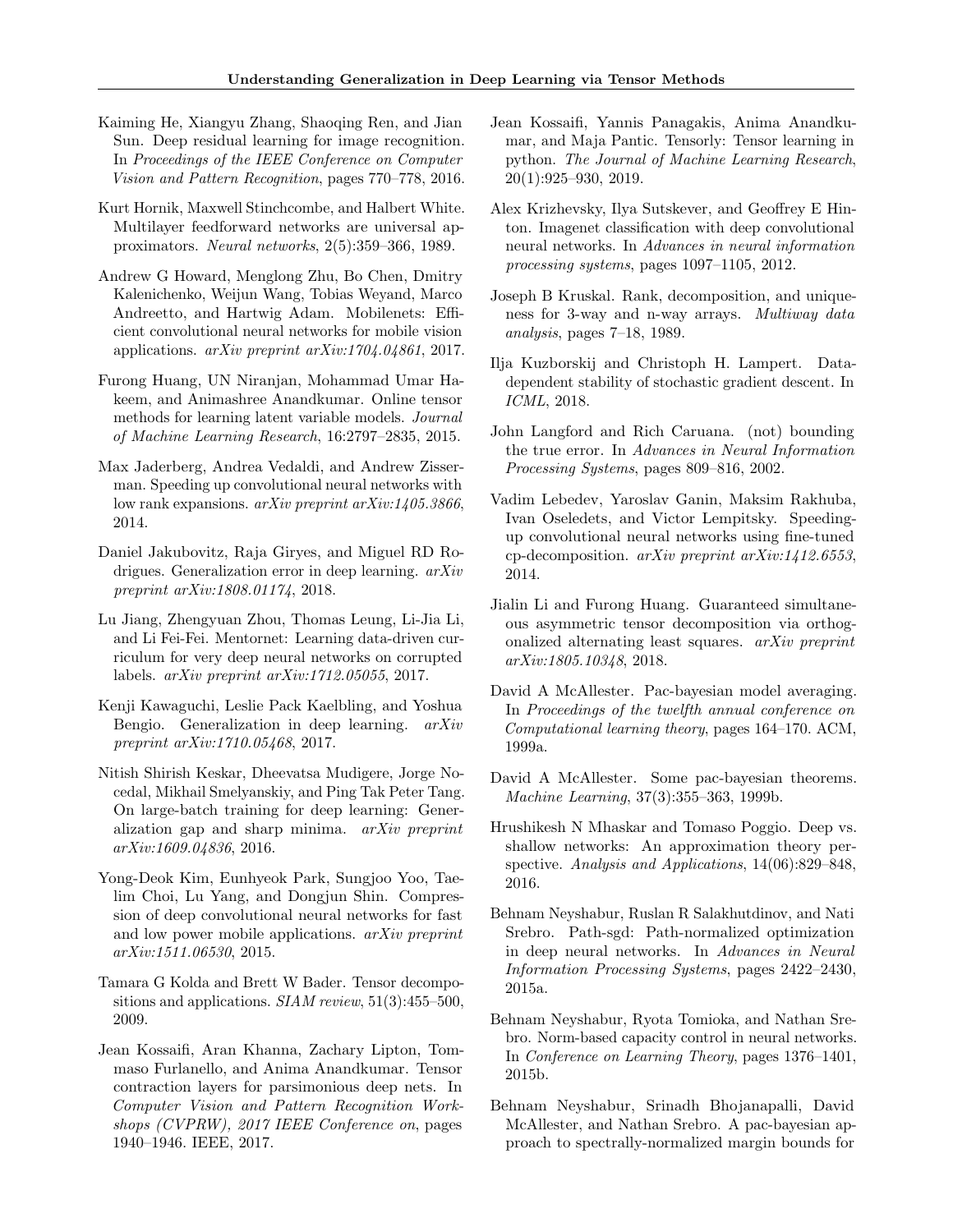Kaiming He, Xiangyu Zhang, Shaoqing Ren, and Jian Sun. Deep residual learning for image recognition. In *Proceedings of the IEEE Conference on Computer Vision and Pattern Recognition*, pages 770–778, 2016.

Kurt Hornik, Maxwell Stinchcombe, and Halbert White. Multilayer feedforward networks are universal approximators. *Neural networks*, 2(5):359–366, 1989.

Andrew G Howard, Menglong Zhu, Bo Chen, Dmitry Kalenichenko, Weijun Wang, Tobias Weyand, Marco Andreetto, and Hartwig Adam. Mobilenets: Efficient convolutional neural networks for mobile vision applications. *arXiv preprint arXiv:1704.04861*, 2017.

Furong Huang, UN Niranjan, Mohammad Umar Hakeem, and Animashree Anandkumar. Online tensor methods for learning latent variable models. *Journal of Machine Learning Research*, 16:2797–2835, 2015.

Max Jaderberg, Andrea Vedaldi, and Andrew Zisserman. Speeding up convolutional neural networks with low rank expansions. *arXiv preprint arXiv:1405.3866*, 2014.

Daniel Jakubovitz, Raja Giryes, and Miguel RD Rodrigues. Generalization error in deep learning. *arXiv preprint arXiv:1808.01174*, 2018.

Lu Jiang, Zhengyuan Zhou, Thomas Leung, Li-Jia Li, and Li Fei-Fei. Mentornet: Learning data-driven curriculum for very deep neural networks on corrupted labels. *arXiv preprint arXiv:1712.05055*, 2017.

Kenji Kawaguchi, Leslie Pack Kaelbling, and Yoshua Bengio. Generalization in deep learning. *arXiv preprint arXiv:1710.05468*, 2017.

Nitish Shirish Keskar, Dheevatsa Mudigere, Jorge Nocedal, Mikhail Smelyanskiy, and Ping Tak Peter Tang. On large-batch training for deep learning: Generalization gap and sharp minima. *arXiv preprint arXiv:1609.04836*, 2016.

Yong-Deok Kim, Eunhyeok Park, Sungjoo Yoo, Taelim Choi, Lu Yang, and Dongjun Shin. Compression of deep convolutional neural networks for fast and low power mobile applications. *arXiv preprint arXiv:1511.06530*, 2015.

Tamara G Kolda and Brett W Bader. Tensor decompositions and applications. *SIAM review*, 51(3):455–500, 2009.

Jean Kossaifi, Aran Khanna, Zachary Lipton, Tommaso Furlanello, and Anima Anandkumar. Tensor contraction layers for parsimonious deep nets. In *Computer Vision and Pattern Recognition Workshops (CVPRW), 2017 IEEE Conference on*, pages 1940–1946. IEEE, 2017.

Jean Kossaifi, Yannis Panagakis, Anima Anandkumar, and Maja Pantic. Tensorly: Tensor learning in python. *The Journal of Machine Learning Research*, 20(1):925–930, 2019.

Alex Krizhevsky, Ilya Sutskever, and Geoffrey E Hinton. Imagenet classification with deep convolutional neural networks. In *Advances in neural information processing systems*, pages 1097–1105, 2012.

Joseph B Kruskal. Rank, decomposition, and uniqueness for 3-way and n-way arrays. *Multiway data analysis*, pages 7–18, 1989.

Ilja Kuzborskij and Christoph H. Lampert. Data-dependent stability of stochastic gradient descent. In *ICML*, 2018.

John Langford and Rich Caruana. (not) bounding the true error. In *Advances in Neural Information Processing Systems*, pages 809–816, 2002.

Vadim Lebedev, Yaroslav Ganin, Maksim Rakhuba, Ivan Oseledets, and Victor Lempitsky. Speeding-up convolutional neural networks using fine-tuned cp-decomposition. *arXiv preprint arXiv:1412.6553*, 2014.

Jialin Li and Furong Huang. Guaranteed simultaneous asymmetric tensor decomposition via orthogonalized alternating least squares. *arXiv preprint arXiv:1805.10348*, 2018.

David A McAllester. Pac-bayesian model averaging. In *Proceedings of the twelfth annual conference on Computational learning theory*, pages 164–170. ACM, 1999a.

David A McAllester. Some pac-bayesian theorems. *Machine Learning*, 37(3):355–363, 1999b.

Hrushikesh N Mhaskar and Tomaso Poggio. Deep vs. shallow networks: An approximation theory perspective. *Analysis and Applications*, 14(06):829–848, 2016.

Behnam Neyshabur, Ruslan R Salakhutdinov, and Nati Srebro. Path-sgd: Path-normalized optimization in deep neural networks. In *Advances in Neural Information Processing Systems*, pages 2422–2430, 2015a.

Behnam Neyshabur, Ryota Tomioka, and Nathan Srebro. Norm-based capacity control in neural networks. In *Conference on Learning Theory*, pages 1376–1401, 2015b.

Behnam Neyshabur, Srinadh Bhojanapalli, David McAllester, and Nathan Srebro. A pac-bayesian approach to spectrally-normalized margin bounds for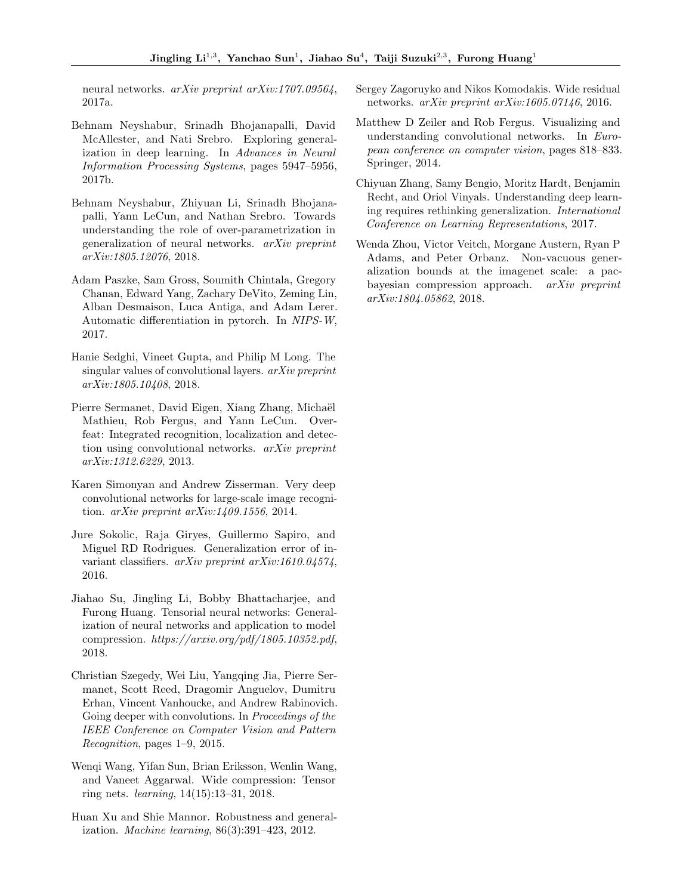neural networks. *arXiv preprint arXiv:1707.09564*, 2017a.

Behnam Neyshabur, Srinadh Bhojanapalli, David McAllester, and Nati Srebro. Exploring generalization in deep learning. In *Advances in Neural Information Processing Systems*, pages 5947–5956, 2017b.

Behnam Neyshabur, Zhiyuan Li, Srinadh Bhojanapalli, Yann LeCun, and Nathan Srebro. Towards understanding the role of over-parametrization in generalization of neural networks. *arXiv preprint arXiv:1805.12076*, 2018.

Adam Paszke, Sam Gross, Soumith Chintala, Gregory Chanan, Edward Yang, Zachary DeVito, Zeming Lin, Alban Desmaison, Luca Antiga, and Adam Lerer. Automatic differentiation in pytorch. In *NIPS-W*, 2017.

Hanie Sedghi, Vineet Gupta, and Philip M Long. The singular values of convolutional layers. *arXiv preprint arXiv:1805.10408*, 2018.

Pierre Sermanet, David Eigen, Xiang Zhang, Michaël Mathieu, Rob Fergus, and Yann LeCun. Overfeat: Integrated recognition, localization and detection using convolutional networks. *arXiv preprint arXiv:1312.6229*, 2013.

Karen Simonyan and Andrew Zisserman. Very deep convolutional networks for large-scale image recognition. *arXiv preprint arXiv:1409.1556*, 2014.

Jure Sokolic, Raja Giryes, Guillermo Sapiro, and Miguel RD Rodrigues. Generalization error of invariant classifiers. *arXiv preprint arXiv:1610.04574*, 2016.

Jiahao Su, Jingling Li, Bobby Bhattacharjee, and Furong Huang. Tensorial neural networks: Generalization of neural networks and application to model compression. *https://arxiv.org/pdf/1805.10352.pdf*, 2018.

Christian Szegedy, Wei Liu, Yangqing Jia, Pierre Sermanet, Scott Reed, Dragomir Anguelov, Dumitru Erhan, Vincent Vanhoucke, and Andrew Rabinovich. Going deeper with convolutions. In *Proceedings of the IEEE Conference on Computer Vision and Pattern Recognition*, pages 1–9, 2015.

Wenqi Wang, Yifan Sun, Brian Eriksson, Wenlin Wang, and Vaneet Aggarwal. Wide compression: Tensor ring nets. *learning*, 14(15):13–31, 2018.

Huan Xu and Shie Mannor. Robustness and generalization. *Machine learning*, 86(3):391–423, 2012.

Sergey Zagoruyko and Nikos Komodakis. Wide residual networks. *arXiv preprint arXiv:1605.07146*, 2016.

Matthew D Zeiler and Rob Fergus. Visualizing and understanding convolutional networks. In *European conference on computer vision*, pages 818–833. Springer, 2014.

Chiyuan Zhang, Samy Bengio, Moritz Hardt, Benjamin Recht, and Oriol Vinyals. Understanding deep learning requires rethinking generalization. *International Conference on Learning Representations*, 2017.

Wenda Zhou, Victor Veitch, Morgane Austern, Ryan P Adams, and Peter Orbanz. Non-vacuous generalization bounds at the imagenet scale: a pac-bayesian compression approach. *arXiv preprint arXiv:1804.05862*, 2018.